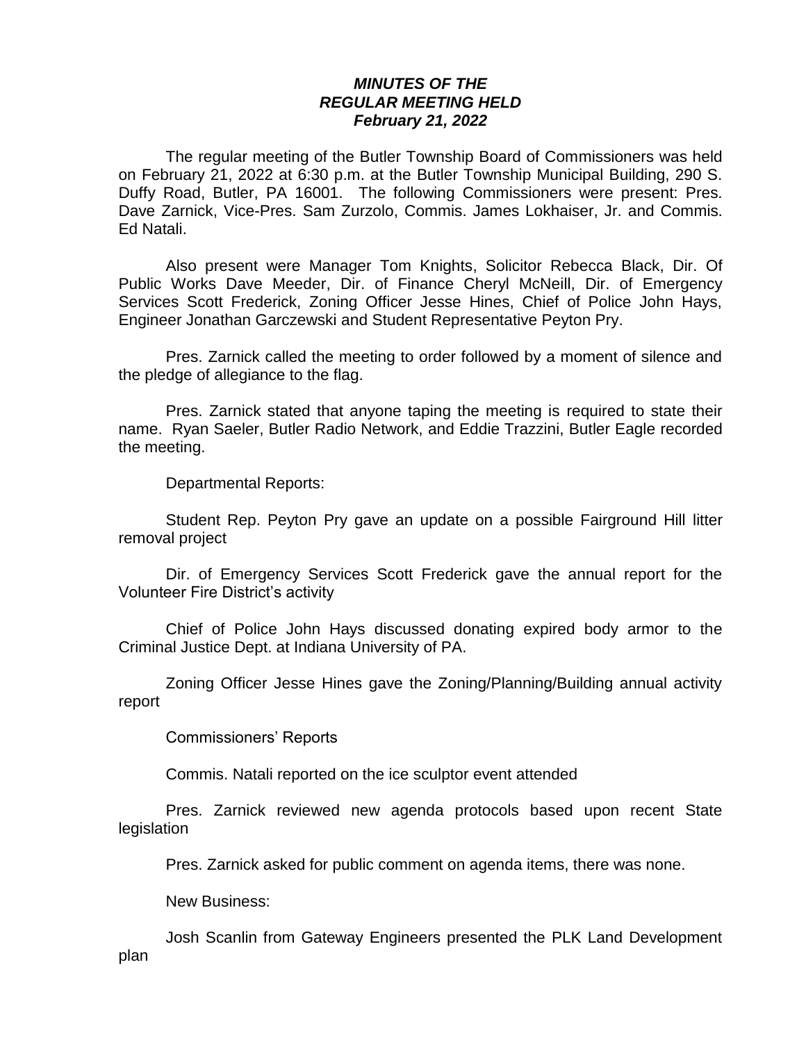***MINUTES OF THE***
***REGULAR MEETING HELD***
***February 21, 2022***

The regular meeting of the Butler Township Board of Commissioners was held on February 21, 2022 at 6:30 p.m. at the Butler Township Municipal Building, 290 S. Duffy Road, Butler, PA 16001. The following Commissioners were present: Pres. Dave Zarnick, Vice-Pres. Sam Zurzolo, Commis. James Lokhaiser, Jr. and Commis. Ed Natali.

Also present were Manager Tom Knights, Solicitor Rebecca Black, Dir. Of Public Works Dave Meeder, Dir. of Finance Cheryl McNeill, Dir. of Emergency Services Scott Frederick, Zoning Officer Jesse Hines, Chief of Police John Hays, Engineer Jonathan Garczewski and Student Representative Peyton Pry.

Pres. Zarnick called the meeting to order followed by a moment of silence and the pledge of allegiance to the flag.

Pres. Zarnick stated that anyone taping the meeting is required to state their name. Ryan Saeler, Butler Radio Network, and Eddie Trazzini, Butler Eagle recorded the meeting.

Departmental Reports:

Student Rep. Peyton Pry gave an update on a possible Fairground Hill litter removal project

Dir. of Emergency Services Scott Frederick gave the annual report for the Volunteer Fire District's activity

Chief of Police John Hays discussed donating expired body armor to the Criminal Justice Dept. at Indiana University of PA.

Zoning Officer Jesse Hines gave the Zoning/Planning/Building annual activity report

Commissioners' Reports

Commis. Natali reported on the ice sculptor event attended

Pres. Zarnick reviewed new agenda protocols based upon recent State legislation

Pres. Zarnick asked for public comment on agenda items, there was none.

New Business:

Josh Scanlin from Gateway Engineers presented the PLK Land Development plan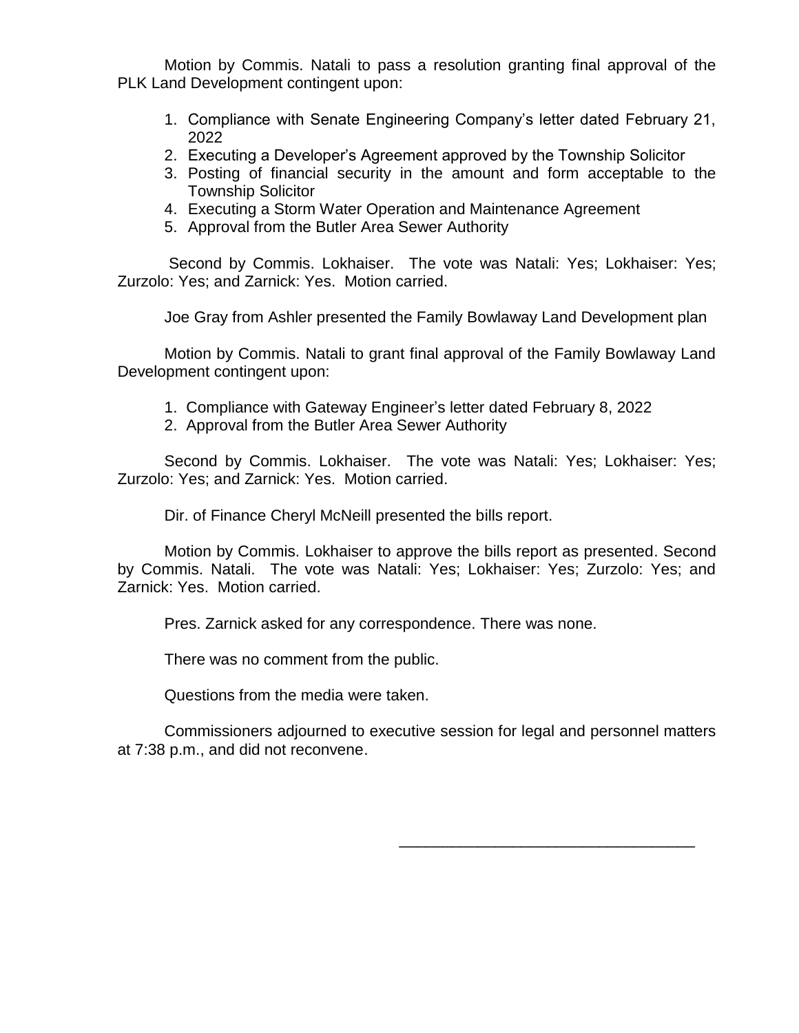Motion by Commis. Natali to pass a resolution granting final approval of the PLK Land Development contingent upon:

1. Compliance with Senate Engineering Company's letter dated February 21, 2022
2. Executing a Developer's Agreement approved by the Township Solicitor
3. Posting of financial security in the amount and form acceptable to the Township Solicitor
4. Executing a Storm Water Operation and Maintenance Agreement
5. Approval from the Butler Area Sewer Authority

Second by Commis. Lokhaiser. The vote was Natali: Yes; Lokhaiser: Yes; Zurzolo: Yes; and Zarnick: Yes. Motion carried.

Joe Gray from Ashler presented the Family Bowlaway Land Development plan

Motion by Commis. Natali to grant final approval of the Family Bowlaway Land Development contingent upon:

1. Compliance with Gateway Engineer's letter dated February 8, 2022
2. Approval from the Butler Area Sewer Authority

Second by Commis. Lokhaiser. The vote was Natali: Yes; Lokhaiser: Yes; Zurzolo: Yes; and Zarnick: Yes. Motion carried.

Dir. of Finance Cheryl McNeill presented the bills report.

Motion by Commis. Lokhaiser to approve the bills report as presented. Second by Commis. Natali. The vote was Natali: Yes; Lokhaiser: Yes; Zurzolo: Yes; and Zarnick: Yes. Motion carried.

Pres. Zarnick asked for any correspondence. There was none.

There was no comment from the public.

Questions from the media were taken.

Commissioners adjourned to executive session for legal and personnel matters at 7:38 p.m., and did not reconvene.

\_\_\_\_\_\_\_\_\_\_\_\_\_\_\_\_\_\_\_\_\_\_\_\_\_\_\_\_\_\_\_\_\_\_